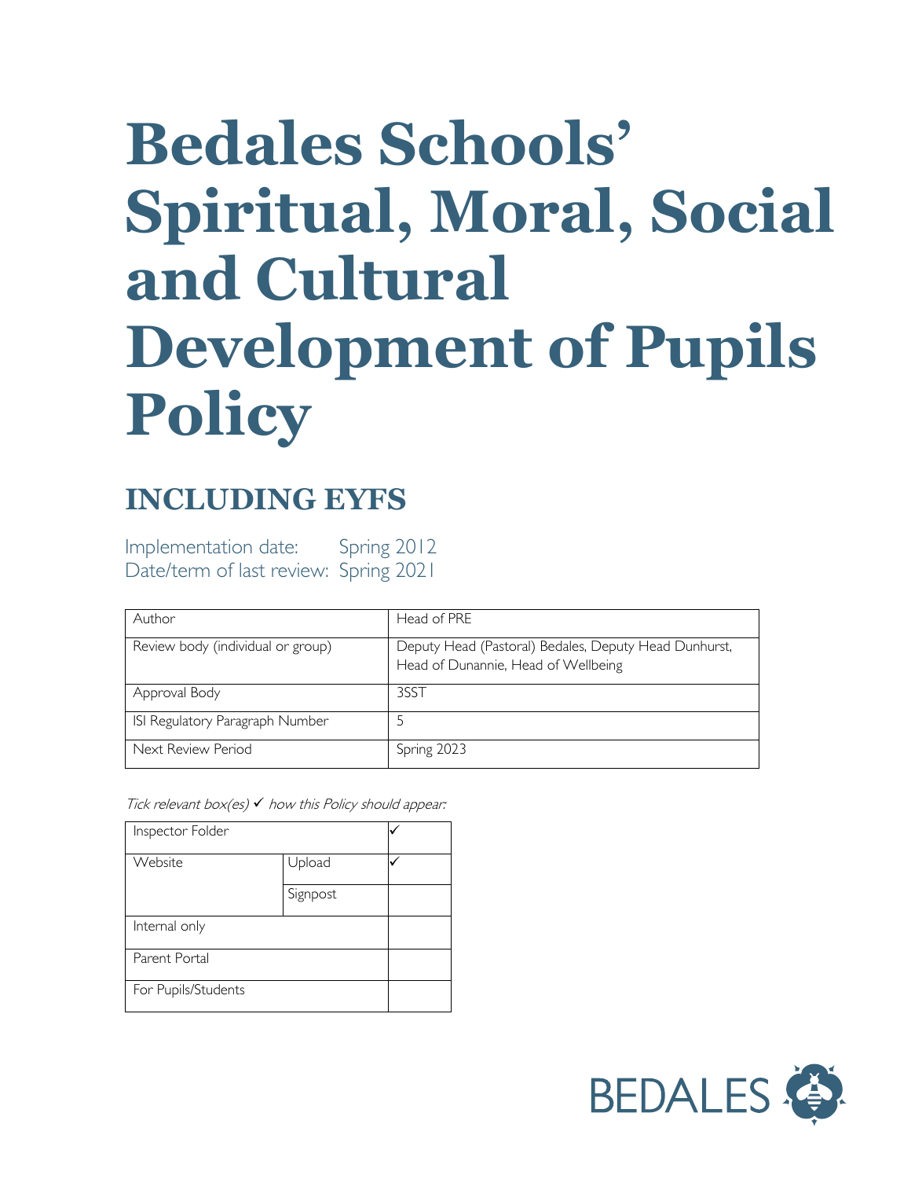# Bedales Schools' Spiritual, Moral, Social and Cultural Development of Pupils Policy

## INCLUDING EYFS

Implementation date: Spring 2012
Date/term of last review: Spring 2021

| Author | Head of PRE |
|---|---|
| Review body (individual or group) | Deputy Head (Pastoral) Bedales, Deputy Head Dunhurst, Head of Dunannie, Head of Wellbeing |
| Approval Body | 3SST |
| ISI Regulatory Paragraph Number | 5 |
| Next Review Period | Spring 2023 |

*Tick relevant box(es) ✓ how this Policy should appear:*

| Inspector Folder | | ✓ |
|---|---|---|
| Website | Upload | ✓ |
| | Signpost | |
| Internal only | | |
| Parent Portal | | |
| For Pupils/Students | | |

BEDALES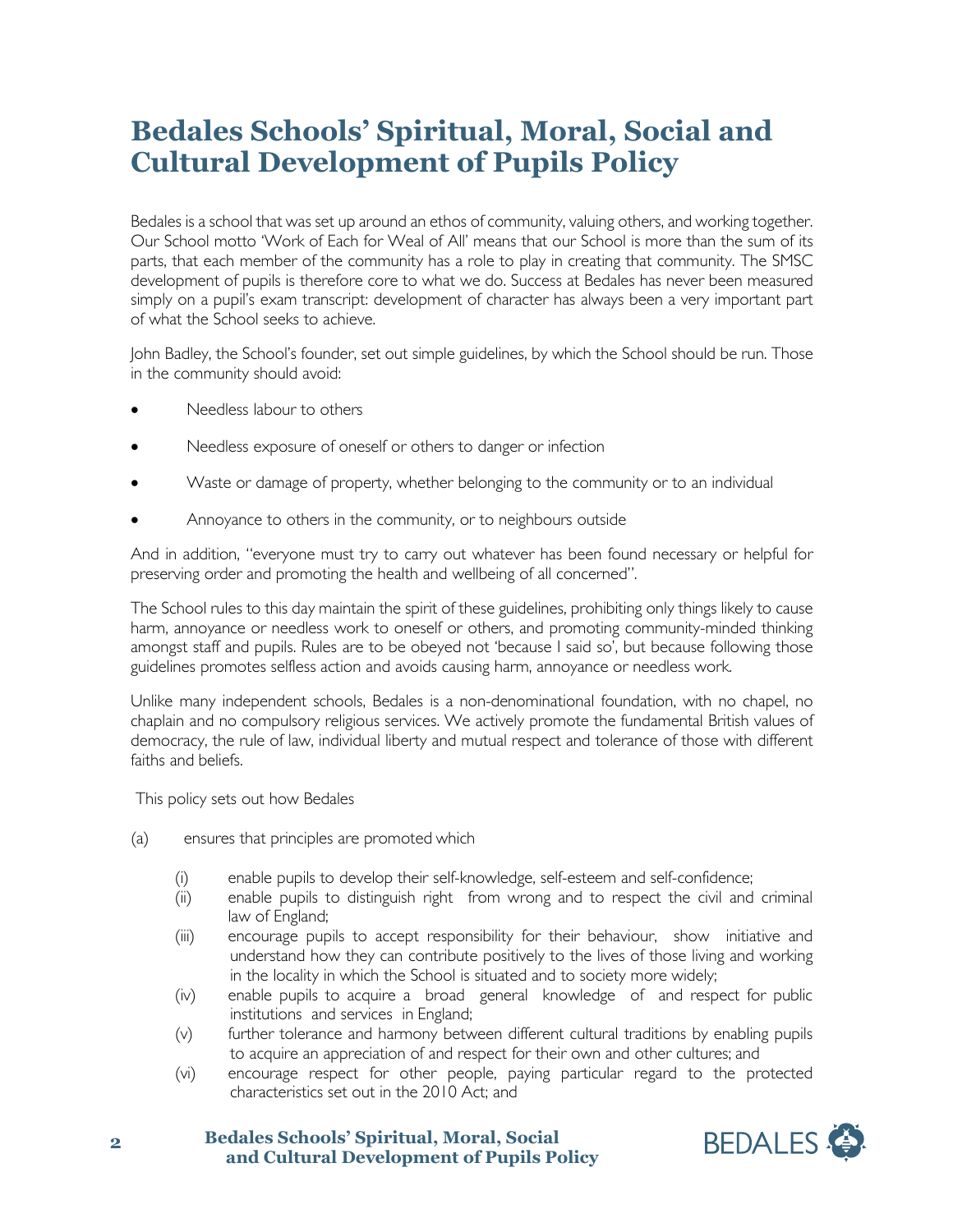# Bedales Schools' Spiritual, Moral, Social and Cultural Development of Pupils Policy

Bedales is a school that was set up around an ethos of community, valuing others, and working together. Our School motto 'Work of Each for Weal of All' means that our School is more than the sum of its parts, that each member of the community has a role to play in creating that community. The SMSC development of pupils is therefore core to what we do. Success at Bedales has never been measured simply on a pupil's exam transcript: development of character has always been a very important part of what the School seeks to achieve.

John Badley, the School's founder, set out simple guidelines, by which the School should be run. Those in the community should avoid:

- Needless labour to others
- Needless exposure of oneself or others to danger or infection
- Waste or damage of property, whether belonging to the community or to an individual
- Annoyance to others in the community, or to neighbours outside

And in addition, "everyone must try to carry out whatever has been found necessary or helpful for preserving order and promoting the health and wellbeing of all concerned".

The School rules to this day maintain the spirit of these guidelines, prohibiting only things likely to cause harm, annoyance or needless work to oneself or others, and promoting community-minded thinking amongst staff and pupils. Rules are to be obeyed not 'because I said so', but because following those guidelines promotes selfless action and avoids causing harm, annoyance or needless work.

Unlike many independent schools, Bedales is a non-denominational foundation, with no chapel, no chaplain and no compulsory religious services. We actively promote the fundamental British values of democracy, the rule of law, individual liberty and mutual respect and tolerance of those with different faiths and beliefs.

This policy sets out how Bedales

(a) ensures that principles are promoted which

- (i) enable pupils to develop their self-knowledge, self-esteem and self-confidence;
- (ii) enable pupils to distinguish right from wrong and to respect the civil and criminal law of England;
- (iii) encourage pupils to accept responsibility for their behaviour, show initiative and understand how they can contribute positively to the lives of those living and working in the locality in which the School is situated and to society more widely;
- (iv) enable pupils to acquire a broad general knowledge of and respect for public institutions and services in England;
- (v) further tolerance and harmony between different cultural traditions by enabling pupils to acquire an appreciation of and respect for their own and other cultures; and
- (vi) encourage respect for other people, paying particular regard to the protected characteristics set out in the 2010 Act; and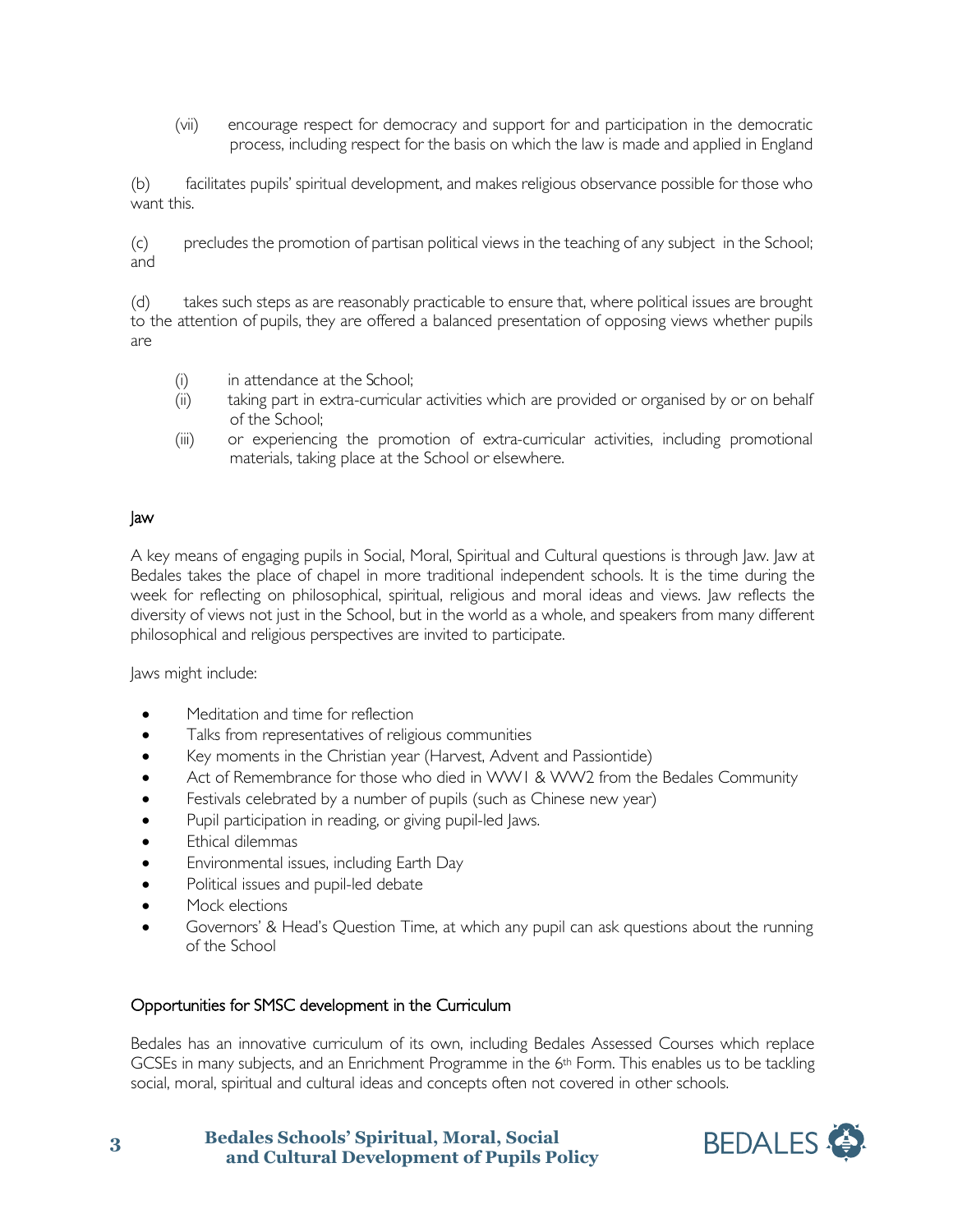(vii) encourage respect for democracy and support for and participation in the democratic process, including respect for the basis on which the law is made and applied in England

(b) facilitates pupils' spiritual development, and makes religious observance possible for those who want this.

(c) precludes the promotion of partisan political views in the teaching of any subject in the School; and

(d) takes such steps as are reasonably practicable to ensure that, where political issues are brought to the attention of pupils, they are offered a balanced presentation of opposing views whether pupils are

(i) in attendance at the School;
(ii) taking part in extra-curricular activities which are provided or organised by or on behalf of the School;
(iii) or experiencing the promotion of extra-curricular activities, including promotional materials, taking place at the School or elsewhere.

## Jaw

A key means of engaging pupils in Social, Moral, Spiritual and Cultural questions is through Jaw. Jaw at Bedales takes the place of chapel in more traditional independent schools. It is the time during the week for reflecting on philosophical, spiritual, religious and moral ideas and views. Jaw reflects the diversity of views not just in the School, but in the world as a whole, and speakers from many different philosophical and religious perspectives are invited to participate.

Jaws might include:

- Meditation and time for reflection
- Talks from representatives of religious communities
- Key moments in the Christian year (Harvest, Advent and Passiontide)
- Act of Remembrance for those who died in WW1 & WW2 from the Bedales Community
- Festivals celebrated by a number of pupils (such as Chinese new year)
- Pupil participation in reading, or giving pupil-led Jaws.
- Ethical dilemmas
- Environmental issues, including Earth Day
- Political issues and pupil-led debate
- Mock elections
- Governors' & Head's Question Time, at which any pupil can ask questions about the running of the School

## Opportunities for SMSC development in the Curriculum

Bedales has an innovative curriculum of its own, including Bedales Assessed Courses which replace GCSEs in many subjects, and an Enrichment Programme in the 6th Form. This enables us to be tackling social, moral, spiritual and cultural ideas and concepts often not covered in other schools.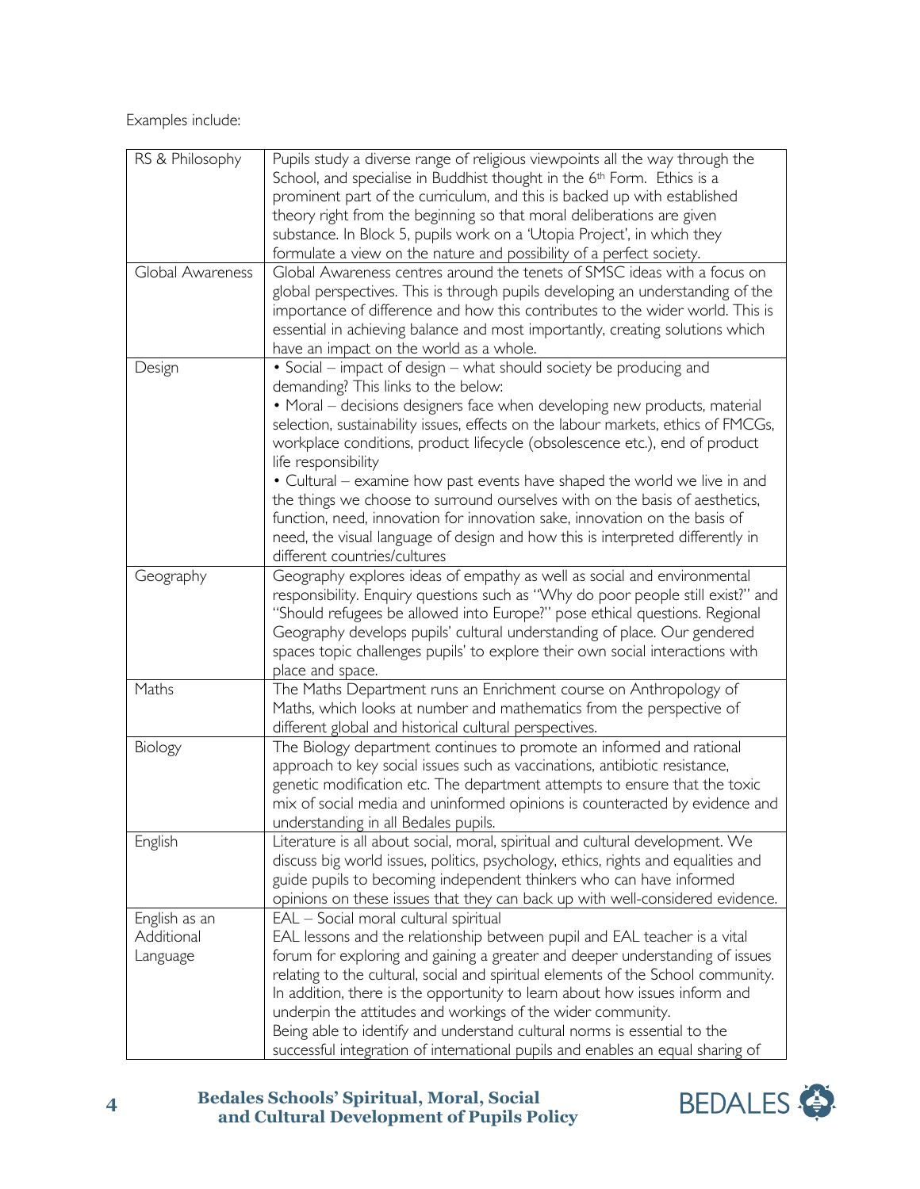Examples include:

| | |
|---|---|
| RS & Philosophy | Pupils study a diverse range of religious viewpoints all the way through the School, and specialise in Buddhist thought in the 6th Form. Ethics is a prominent part of the curriculum, and this is backed up with established theory right from the beginning so that moral deliberations are given substance. In Block 5, pupils work on a 'Utopia Project', in which they formulate a view on the nature and possibility of a perfect society. |
| Global Awareness | Global Awareness centres around the tenets of SMSC ideas with a focus on global perspectives. This is through pupils developing an understanding of the importance of difference and how this contributes to the wider world. This is essential in achieving balance and most importantly, creating solutions which have an impact on the world as a whole. |
| Design | • Social – impact of design – what should society be producing and demanding? This links to the below:<br>• Moral – decisions designers face when developing new products, material selection, sustainability issues, effects on the labour markets, ethics of FMCGs, workplace conditions, product lifecycle (obsolescence etc.), end of product life responsibility<br>• Cultural – examine how past events have shaped the world we live in and the things we choose to surround ourselves with on the basis of aesthetics, function, need, innovation for innovation sake, innovation on the basis of need, the visual language of design and how this is interpreted differently in different countries/cultures |
| Geography | Geography explores ideas of empathy as well as social and environmental responsibility. Enquiry questions such as "Why do poor people still exist?" and "Should refugees be allowed into Europe?" pose ethical questions. Regional Geography develops pupils' cultural understanding of place. Our gendered spaces topic challenges pupils' to explore their own social interactions with place and space. |
| Maths | The Maths Department runs an Enrichment course on Anthropology of Maths, which looks at number and mathematics from the perspective of different global and historical cultural perspectives. |
| Biology | The Biology department continues to promote an informed and rational approach to key social issues such as vaccinations, antibiotic resistance, genetic modification etc. The department attempts to ensure that the toxic mix of social media and uninformed opinions is counteracted by evidence and understanding in all Bedales pupils. |
| English | Literature is all about social, moral, spiritual and cultural development. We discuss big world issues, politics, psychology, ethics, rights and equalities and guide pupils to becoming independent thinkers who can have informed opinions on these issues that they can back up with well-considered evidence. |
| English as an Additional Language | EAL – Social moral cultural spiritual<br>EAL lessons and the relationship between pupil and EAL teacher is a vital forum for exploring and gaining a greater and deeper understanding of issues relating to the cultural, social and spiritual elements of the School community. In addition, there is the opportunity to learn about how issues inform and underpin the attitudes and workings of the wider community.<br>Being able to identify and understand cultural norms is essential to the successful integration of international pupils and enables an equal sharing of |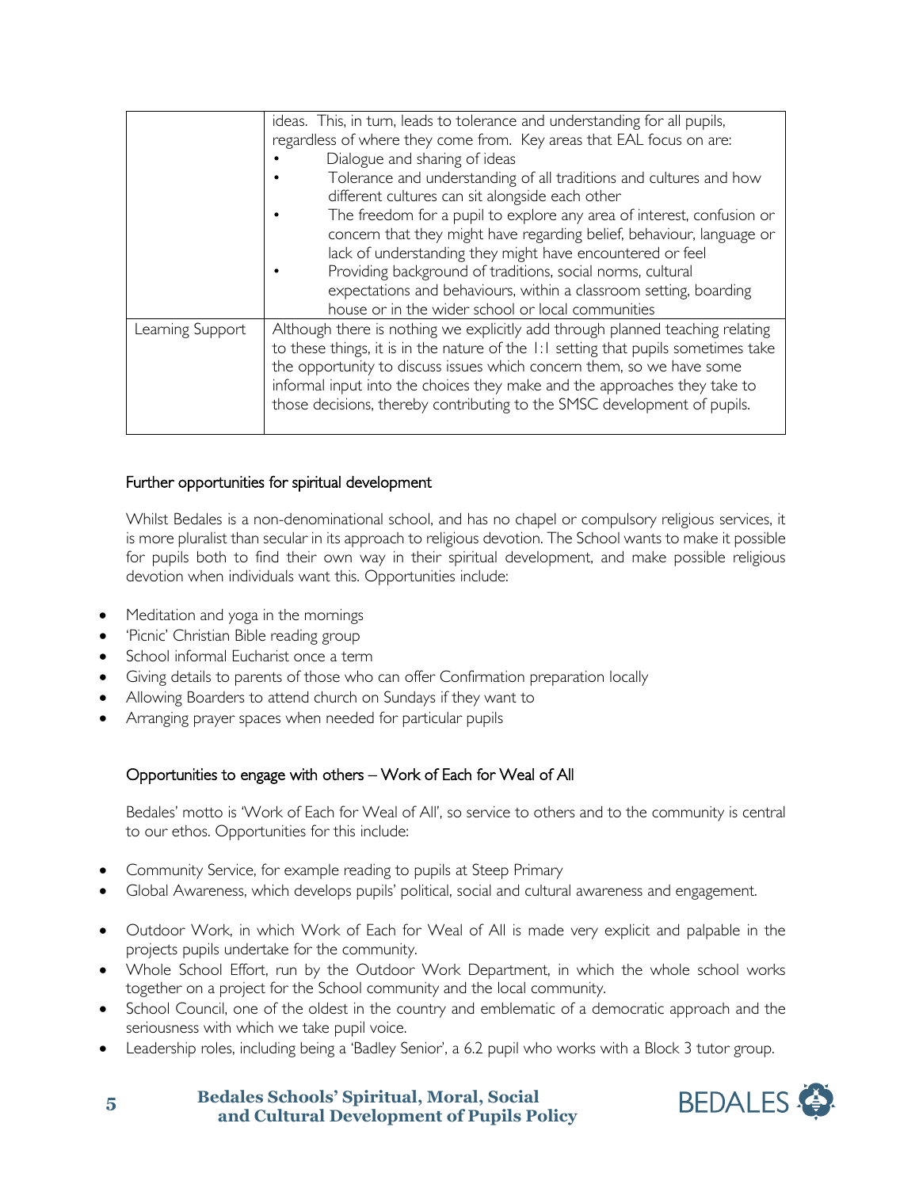| | |
|---|---|
| | ideas. This, in turn, leads to tolerance and understanding for all pupils, regardless of where they come from. Key areas that EAL focus on are:<br>• Dialogue and sharing of ideas<br>• Tolerance and understanding of all traditions and cultures and how different cultures can sit alongside each other<br>• The freedom for a pupil to explore any area of interest, confusion or concern that they might have regarding belief, behaviour, language or lack of understanding they might have encountered or feel<br>• Providing background of traditions, social norms, cultural expectations and behaviours, within a classroom setting, boarding house or in the wider school or local communities |
| Learning Support | Although there is nothing we explicitly add through planned teaching relating to these things, it is in the nature of the 1:1 setting that pupils sometimes take the opportunity to discuss issues which concern them, so we have some informal input into the choices they make and the approaches they take to those decisions, thereby contributing to the SMSC development of pupils. |

### Further opportunities for spiritual development

Whilst Bedales is a non-denominational school, and has no chapel or compulsory religious services, it is more pluralist than secular in its approach to religious devotion. The School wants to make it possible for pupils both to find their own way in their spiritual development, and make possible religious devotion when individuals want this. Opportunities include:

- Meditation and yoga in the mornings
- 'Picnic' Christian Bible reading group
- School informal Eucharist once a term
- Giving details to parents of those who can offer Confirmation preparation locally
- Allowing Boarders to attend church on Sundays if they want to
- Arranging prayer spaces when needed for particular pupils

### Opportunities to engage with others – Work of Each for Weal of All

Bedales' motto is 'Work of Each for Weal of All', so service to others and to the community is central to our ethos. Opportunities for this include:

- Community Service, for example reading to pupils at Steep Primary
- Global Awareness, which develops pupils' political, social and cultural awareness and engagement.
- Outdoor Work, in which Work of Each for Weal of All is made very explicit and palpable in the projects pupils undertake for the community.
- Whole School Effort, run by the Outdoor Work Department, in which the whole school works together on a project for the School community and the local community.
- School Council, one of the oldest in the country and emblematic of a democratic approach and the seriousness with which we take pupil voice.
- Leadership roles, including being a 'Badley Senior', a 6.2 pupil who works with a Block 3 tutor group.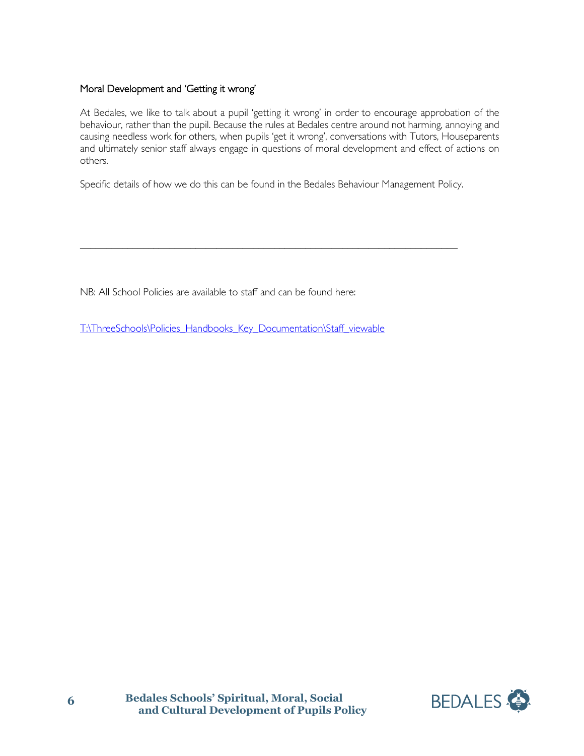### Moral Development and 'Getting it wrong'

At Bedales, we like to talk about a pupil 'getting it wrong' in order to encourage approbation of the behaviour, rather than the pupil. Because the rules at Bedales centre around not harming, annoying and causing needless work for others, when pupils 'get it wrong', conversations with Tutors, Houseparents and ultimately senior staff always engage in questions of moral development and effect of actions on others.

Specific details of how we do this can be found in the Bedales Behaviour Management Policy.

---

NB: All School Policies are available to staff and can be found here:

T:\ThreeSchools\Policies_Handbooks_Key_Documentation\Staff_viewable